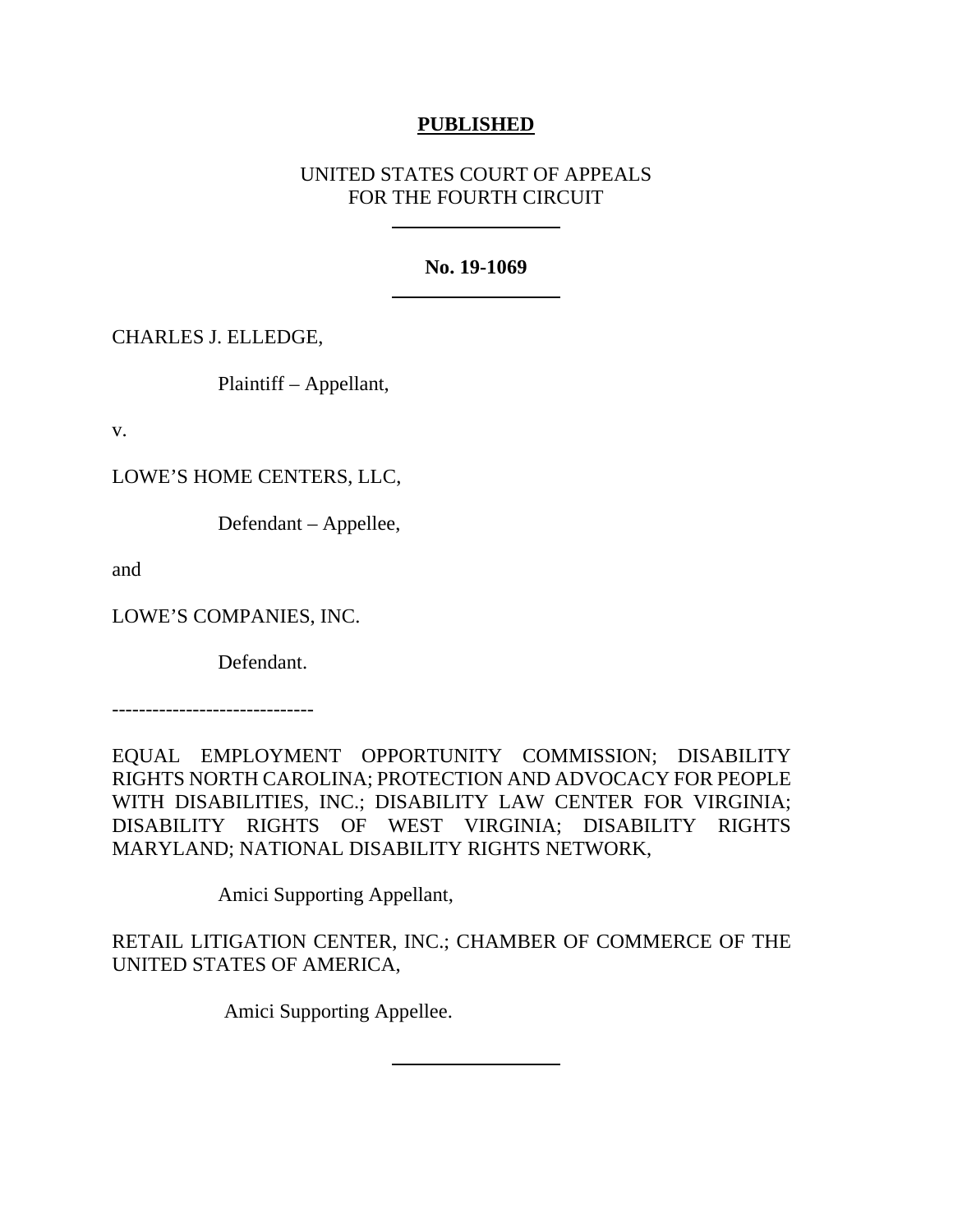**PUBLISHED**

UNITED STATES COURT OF APPEALS
FOR THE FOURTH CIRCUIT

---

**No. 19-1069**

---

CHARLES J. ELLEDGE,

Plaintiff – Appellant,

v.

LOWE'S HOME CENTERS, LLC,

Defendant – Appellee,

and

LOWE'S COMPANIES, INC.

Defendant.

------------------------------

EQUAL EMPLOYMENT OPPORTUNITY COMMISSION; DISABILITY RIGHTS NORTH CAROLINA; PROTECTION AND ADVOCACY FOR PEOPLE WITH DISABILITIES, INC.; DISABILITY LAW CENTER FOR VIRGINIA; DISABILITY RIGHTS OF WEST VIRGINIA; DISABILITY RIGHTS MARYLAND; NATIONAL DISABILITY RIGHTS NETWORK,

Amici Supporting Appellant,

RETAIL LITIGATION CENTER, INC.; CHAMBER OF COMMERCE OF THE UNITED STATES OF AMERICA,

Amici Supporting Appellee.

---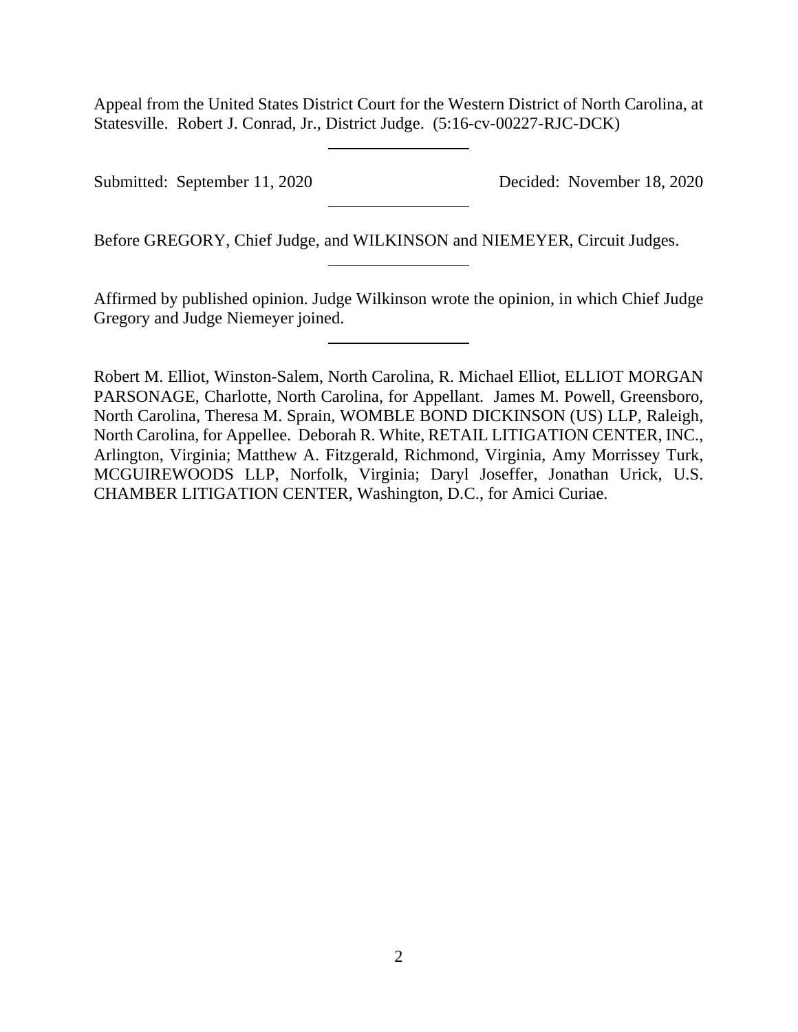Appeal from the United States District Court for the Western District of North Carolina, at Statesville. Robert J. Conrad, Jr., District Judge. (5:16-cv-00227-RJC-DCK)

---

Submitted: September 11, 2020 Decided: November 18, 2020

---

Before GREGORY, Chief Judge, and WILKINSON and NIEMEYER, Circuit Judges.

---

Affirmed by published opinion. Judge Wilkinson wrote the opinion, in which Chief Judge Gregory and Judge Niemeyer joined.

---

Robert M. Elliot, Winston-Salem, North Carolina, R. Michael Elliot, ELLIOT MORGAN PARSONAGE, Charlotte, North Carolina, for Appellant. James M. Powell, Greensboro, North Carolina, Theresa M. Sprain, WOMBLE BOND DICKINSON (US) LLP, Raleigh, North Carolina, for Appellee. Deborah R. White, RETAIL LITIGATION CENTER, INC., Arlington, Virginia; Matthew A. Fitzgerald, Richmond, Virginia, Amy Morrissey Turk, MCGUIREWOODS LLP, Norfolk, Virginia; Daryl Joseffer, Jonathan Urick, U.S. CHAMBER LITIGATION CENTER, Washington, D.C., for Amici Curiae.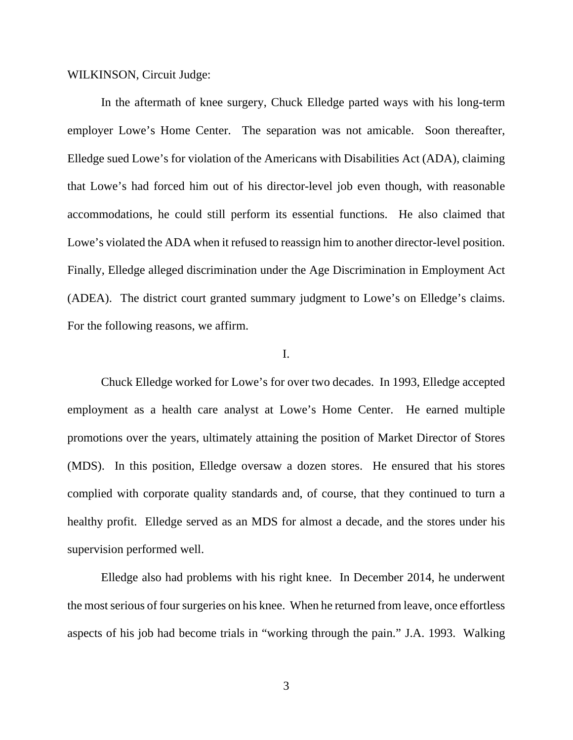WILKINSON, Circuit Judge:

In the aftermath of knee surgery, Chuck Elledge parted ways with his long-term employer Lowe's Home Center. The separation was not amicable. Soon thereafter, Elledge sued Lowe's for violation of the Americans with Disabilities Act (ADA), claiming that Lowe's had forced him out of his director-level job even though, with reasonable accommodations, he could still perform its essential functions. He also claimed that Lowe's violated the ADA when it refused to reassign him to another director-level position. Finally, Elledge alleged discrimination under the Age Discrimination in Employment Act (ADEA). The district court granted summary judgment to Lowe's on Elledge's claims. For the following reasons, we affirm.

I.

Chuck Elledge worked for Lowe's for over two decades. In 1993, Elledge accepted employment as a health care analyst at Lowe's Home Center. He earned multiple promotions over the years, ultimately attaining the position of Market Director of Stores (MDS). In this position, Elledge oversaw a dozen stores. He ensured that his stores complied with corporate quality standards and, of course, that they continued to turn a healthy profit. Elledge served as an MDS for almost a decade, and the stores under his supervision performed well.

Elledge also had problems with his right knee. In December 2014, he underwent the most serious of four surgeries on his knee. When he returned from leave, once effortless aspects of his job had become trials in "working through the pain." J.A. 1993. Walking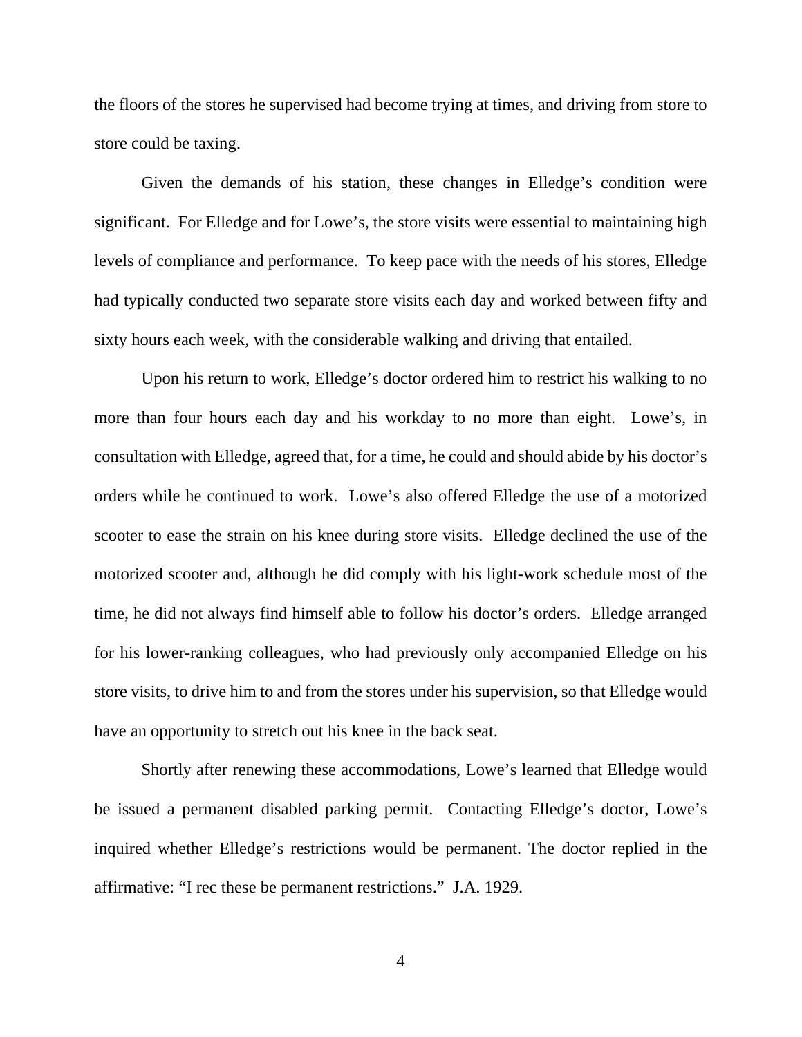the floors of the stores he supervised had become trying at times, and driving from store to store could be taxing.

Given the demands of his station, these changes in Elledge's condition were significant. For Elledge and for Lowe's, the store visits were essential to maintaining high levels of compliance and performance. To keep pace with the needs of his stores, Elledge had typically conducted two separate store visits each day and worked between fifty and sixty hours each week, with the considerable walking and driving that entailed.

Upon his return to work, Elledge's doctor ordered him to restrict his walking to no more than four hours each day and his workday to no more than eight. Lowe's, in consultation with Elledge, agreed that, for a time, he could and should abide by his doctor's orders while he continued to work. Lowe's also offered Elledge the use of a motorized scooter to ease the strain on his knee during store visits. Elledge declined the use of the motorized scooter and, although he did comply with his light-work schedule most of the time, he did not always find himself able to follow his doctor's orders. Elledge arranged for his lower-ranking colleagues, who had previously only accompanied Elledge on his store visits, to drive him to and from the stores under his supervision, so that Elledge would have an opportunity to stretch out his knee in the back seat.

Shortly after renewing these accommodations, Lowe's learned that Elledge would be issued a permanent disabled parking permit. Contacting Elledge's doctor, Lowe's inquired whether Elledge's restrictions would be permanent. The doctor replied in the affirmative: "I rec these be permanent restrictions." J.A. 1929.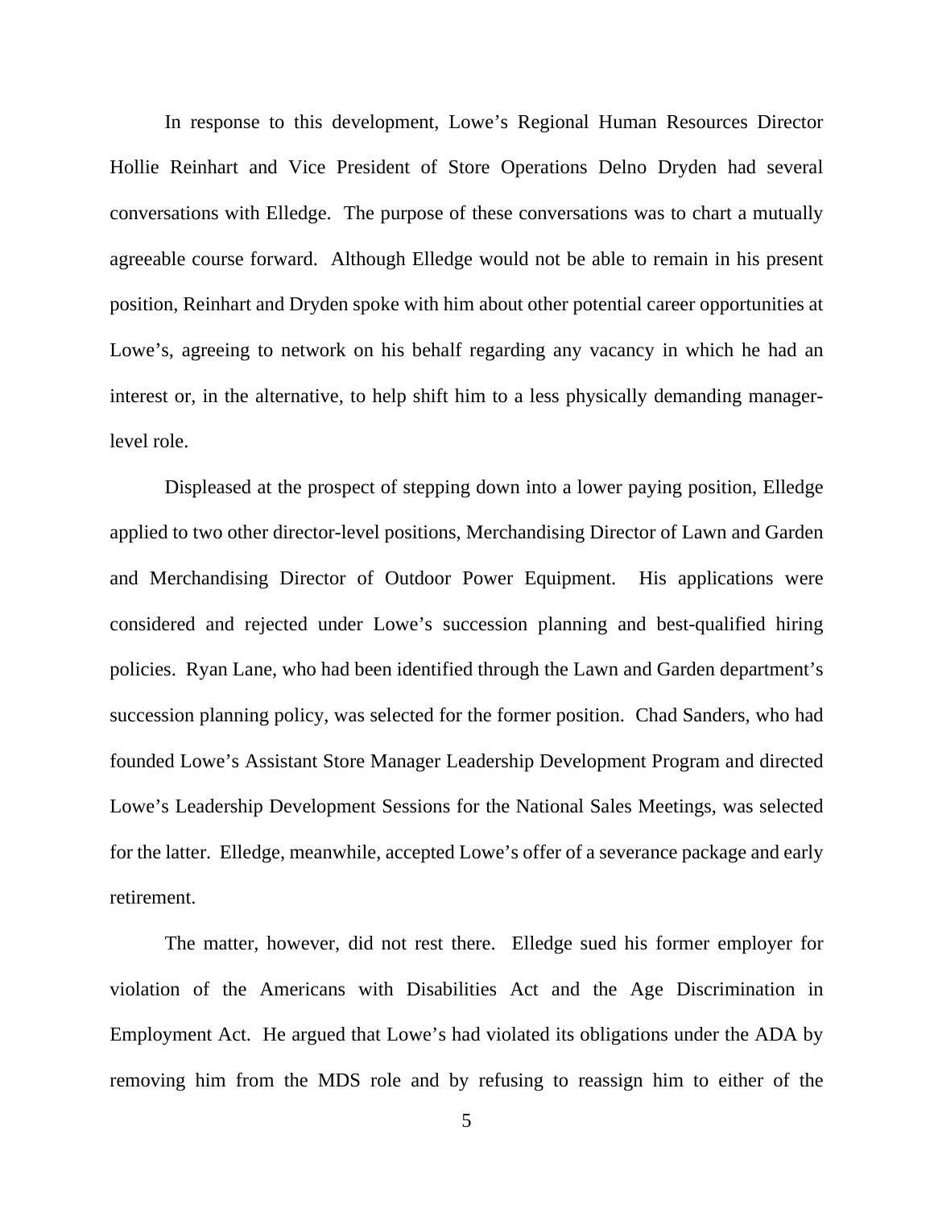In response to this development, Lowe's Regional Human Resources Director Hollie Reinhart and Vice President of Store Operations Delno Dryden had several conversations with Elledge. The purpose of these conversations was to chart a mutually agreeable course forward. Although Elledge would not be able to remain in his present position, Reinhart and Dryden spoke with him about other potential career opportunities at Lowe's, agreeing to network on his behalf regarding any vacancy in which he had an interest or, in the alternative, to help shift him to a less physically demanding manager-level role.

Displeased at the prospect of stepping down into a lower paying position, Elledge applied to two other director-level positions, Merchandising Director of Lawn and Garden and Merchandising Director of Outdoor Power Equipment. His applications were considered and rejected under Lowe's succession planning and best-qualified hiring policies. Ryan Lane, who had been identified through the Lawn and Garden department's succession planning policy, was selected for the former position. Chad Sanders, who had founded Lowe's Assistant Store Manager Leadership Development Program and directed Lowe's Leadership Development Sessions for the National Sales Meetings, was selected for the latter. Elledge, meanwhile, accepted Lowe's offer of a severance package and early retirement.

The matter, however, did not rest there. Elledge sued his former employer for violation of the Americans with Disabilities Act and the Age Discrimination in Employment Act. He argued that Lowe's had violated its obligations under the ADA by removing him from the MDS role and by refusing to reassign him to either of the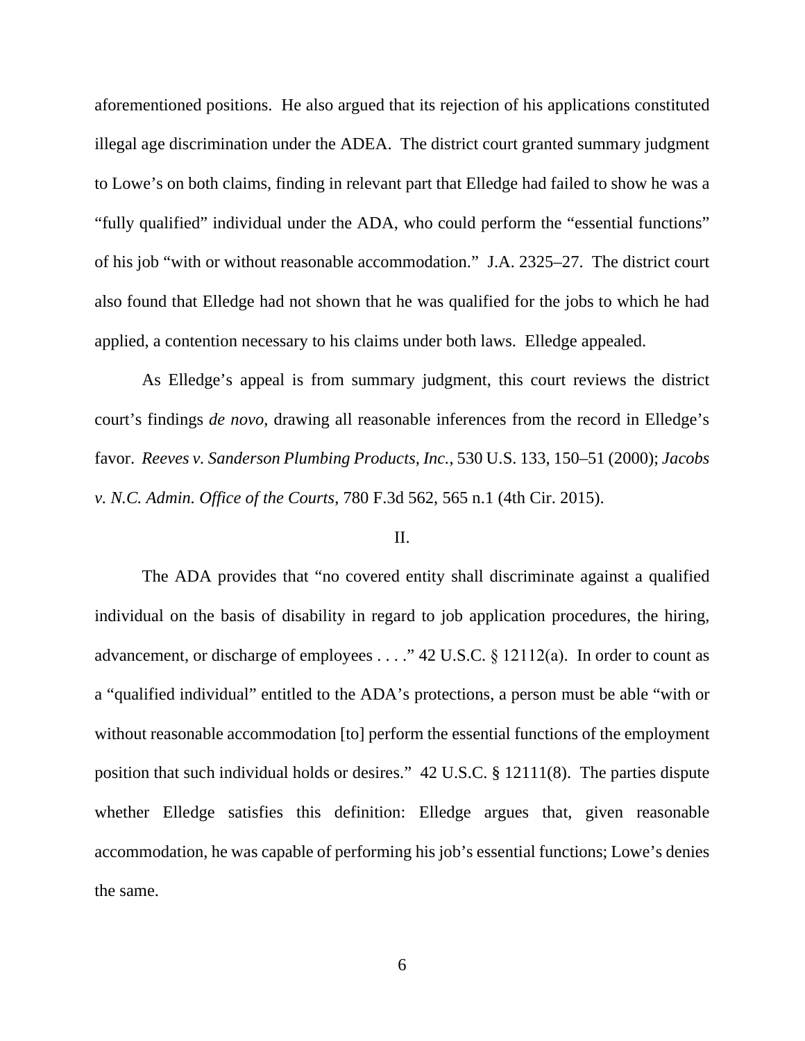aforementioned positions. He also argued that its rejection of his applications constituted illegal age discrimination under the ADEA. The district court granted summary judgment to Lowe's on both claims, finding in relevant part that Elledge had failed to show he was a "fully qualified" individual under the ADA, who could perform the "essential functions" of his job "with or without reasonable accommodation." J.A. 2325–27. The district court also found that Elledge had not shown that he was qualified for the jobs to which he had applied, a contention necessary to his claims under both laws. Elledge appealed.

As Elledge's appeal is from summary judgment, this court reviews the district court's findings *de novo*, drawing all reasonable inferences from the record in Elledge's favor. *Reeves v. Sanderson Plumbing Products, Inc.*, 530 U.S. 133, 150–51 (2000); *Jacobs v. N.C. Admin. Office of the Courts*, 780 F.3d 562, 565 n.1 (4th Cir. 2015).

## II.

The ADA provides that "no covered entity shall discriminate against a qualified individual on the basis of disability in regard to job application procedures, the hiring, advancement, or discharge of employees . . . ." 42 U.S.C. § 12112(a). In order to count as a "qualified individual" entitled to the ADA's protections, a person must be able "with or without reasonable accommodation [to] perform the essential functions of the employment position that such individual holds or desires." 42 U.S.C. § 12111(8). The parties dispute whether Elledge satisfies this definition: Elledge argues that, given reasonable accommodation, he was capable of performing his job's essential functions; Lowe's denies the same.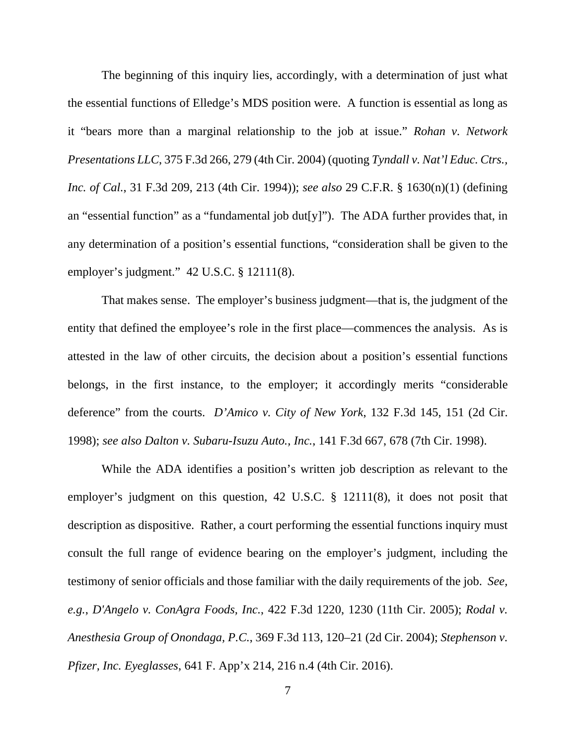The beginning of this inquiry lies, accordingly, with a determination of just what the essential functions of Elledge's MDS position were. A function is essential as long as it "bears more than a marginal relationship to the job at issue." *Rohan v. Network Presentations LLC*, 375 F.3d 266, 279 (4th Cir. 2004) (quoting *Tyndall v. Nat'l Educ. Ctrs., Inc. of Cal.*, 31 F.3d 209, 213 (4th Cir. 1994)); *see also* 29 C.F.R. § 1630(n)(1) (defining an "essential function" as a "fundamental job dut[y]"). The ADA further provides that, in any determination of a position's essential functions, "consideration shall be given to the employer's judgment." 42 U.S.C. § 12111(8).

That makes sense. The employer's business judgment—that is, the judgment of the entity that defined the employee's role in the first place—commences the analysis. As is attested in the law of other circuits, the decision about a position's essential functions belongs, in the first instance, to the employer; it accordingly merits "considerable deference" from the courts. *D'Amico v. City of New York*, 132 F.3d 145, 151 (2d Cir. 1998); *see also Dalton v. Subaru-Isuzu Auto., Inc.*, 141 F.3d 667, 678 (7th Cir. 1998).

While the ADA identifies a position's written job description as relevant to the employer's judgment on this question, 42 U.S.C. § 12111(8), it does not posit that description as dispositive. Rather, a court performing the essential functions inquiry must consult the full range of evidence bearing on the employer's judgment, including the testimony of senior officials and those familiar with the daily requirements of the job. *See, e.g.*, *D'Angelo v. ConAgra Foods, Inc.*, 422 F.3d 1220, 1230 (11th Cir. 2005); *Rodal v. Anesthesia Group of Onondaga, P.C.*, 369 F.3d 113, 120–21 (2d Cir. 2004); *Stephenson v. Pfizer, Inc. Eyeglasses*, 641 F. App'x 214, 216 n.4 (4th Cir. 2016).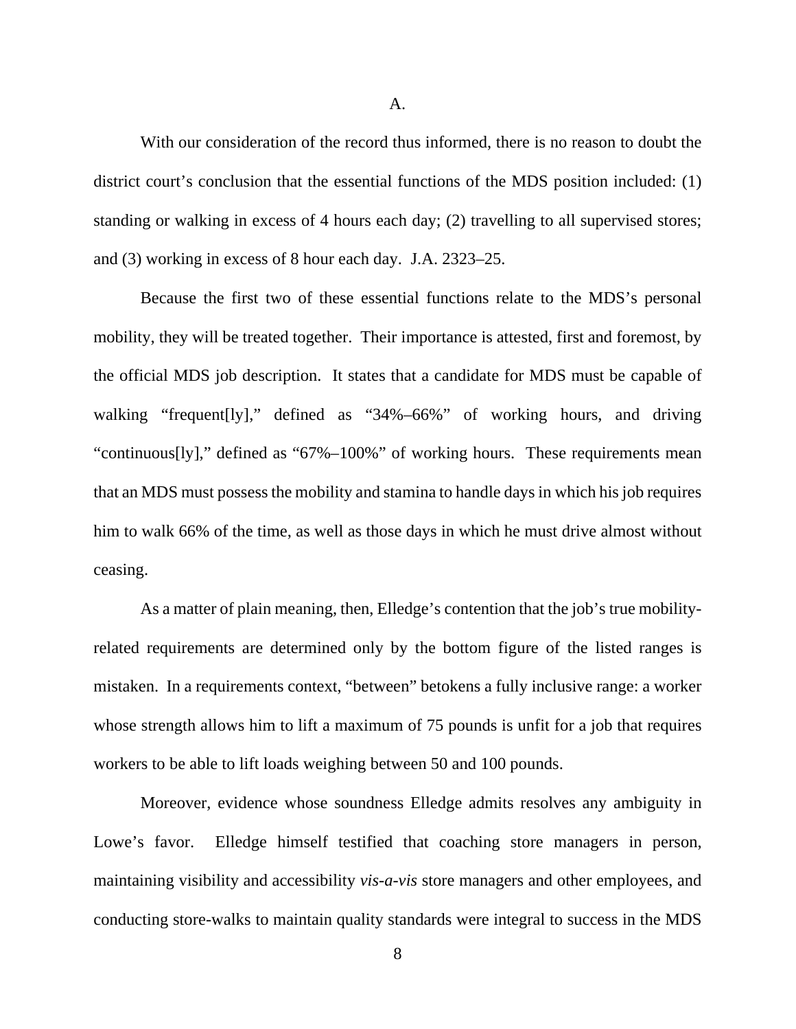A.

With our consideration of the record thus informed, there is no reason to doubt the district court's conclusion that the essential functions of the MDS position included: (1) standing or walking in excess of 4 hours each day; (2) travelling to all supervised stores; and (3) working in excess of 8 hour each day. J.A. 2323–25.

Because the first two of these essential functions relate to the MDS's personal mobility, they will be treated together. Their importance is attested, first and foremost, by the official MDS job description. It states that a candidate for MDS must be capable of walking "frequent[ly]," defined as "34%–66%" of working hours, and driving "continuous[ly]," defined as "67%–100%" of working hours. These requirements mean that an MDS must possess the mobility and stamina to handle days in which his job requires him to walk 66% of the time, as well as those days in which he must drive almost without ceasing.

As a matter of plain meaning, then, Elledge's contention that the job's true mobility-related requirements are determined only by the bottom figure of the listed ranges is mistaken. In a requirements context, "between" betokens a fully inclusive range: a worker whose strength allows him to lift a maximum of 75 pounds is unfit for a job that requires workers to be able to lift loads weighing between 50 and 100 pounds.

Moreover, evidence whose soundness Elledge admits resolves any ambiguity in Lowe's favor. Elledge himself testified that coaching store managers in person, maintaining visibility and accessibility *vis-a-vis* store managers and other employees, and conducting store-walks to maintain quality standards were integral to success in the MDS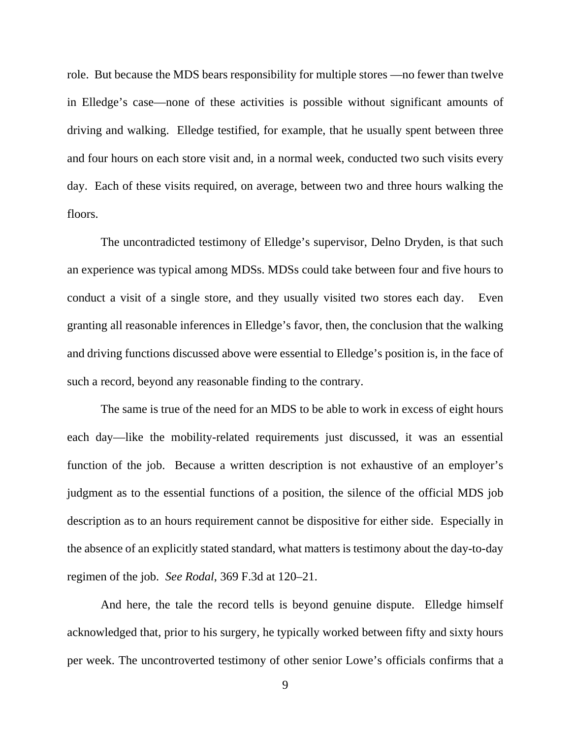role. But because the MDS bears responsibility for multiple stores —no fewer than twelve in Elledge's case—none of these activities is possible without significant amounts of driving and walking. Elledge testified, for example, that he usually spent between three and four hours on each store visit and, in a normal week, conducted two such visits every day. Each of these visits required, on average, between two and three hours walking the floors.

The uncontradicted testimony of Elledge's supervisor, Delno Dryden, is that such an experience was typical among MDSs. MDSs could take between four and five hours to conduct a visit of a single store, and they usually visited two stores each day. Even granting all reasonable inferences in Elledge's favor, then, the conclusion that the walking and driving functions discussed above were essential to Elledge's position is, in the face of such a record, beyond any reasonable finding to the contrary.

The same is true of the need for an MDS to be able to work in excess of eight hours each day—like the mobility-related requirements just discussed, it was an essential function of the job. Because a written description is not exhaustive of an employer's judgment as to the essential functions of a position, the silence of the official MDS job description as to an hours requirement cannot be dispositive for either side. Especially in the absence of an explicitly stated standard, what matters is testimony about the day-to-day regimen of the job. *See Rodal*, 369 F.3d at 120–21.

And here, the tale the record tells is beyond genuine dispute. Elledge himself acknowledged that, prior to his surgery, he typically worked between fifty and sixty hours per week. The uncontroverted testimony of other senior Lowe's officials confirms that a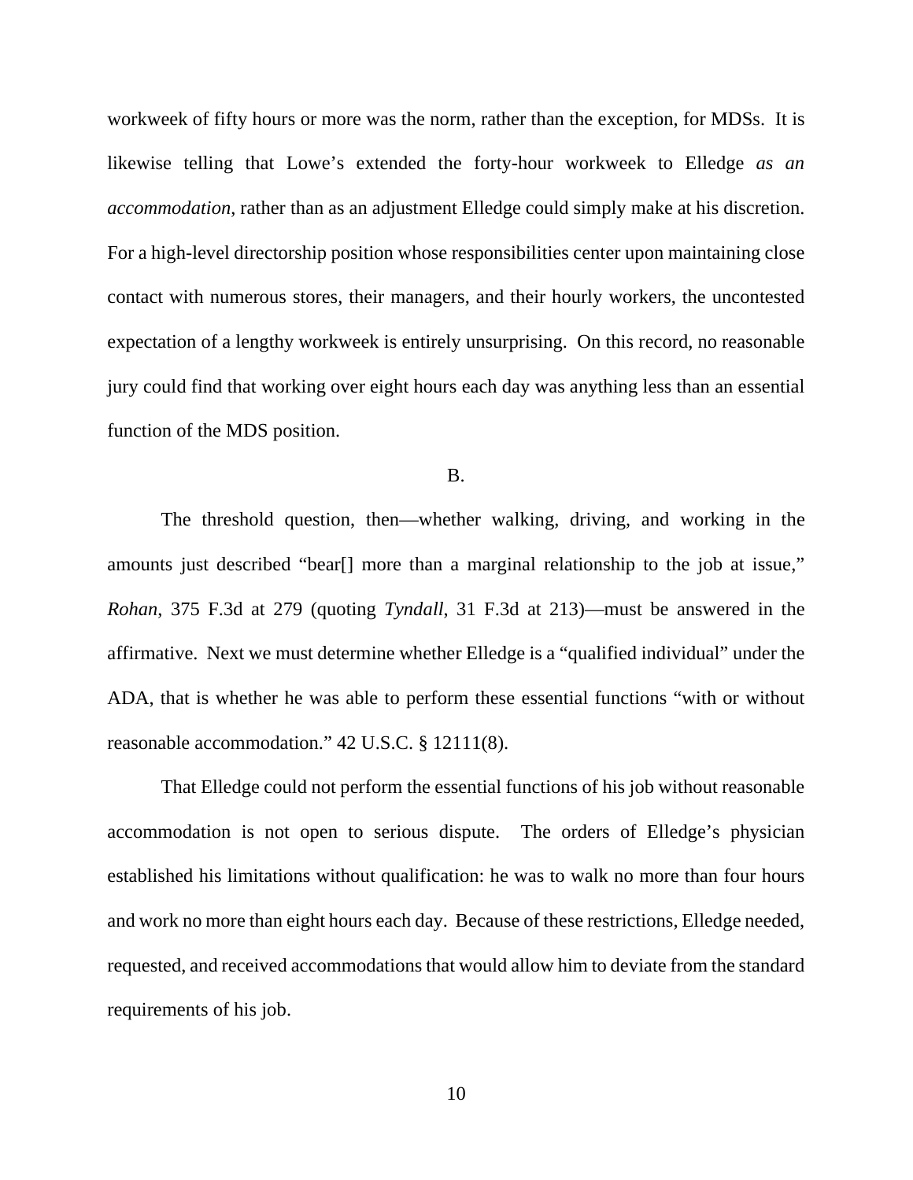workweek of fifty hours or more was the norm, rather than the exception, for MDSs. It is likewise telling that Lowe's extended the forty-hour workweek to Elledge *as an accommodation*, rather than as an adjustment Elledge could simply make at his discretion. For a high-level directorship position whose responsibilities center upon maintaining close contact with numerous stores, their managers, and their hourly workers, the uncontested expectation of a lengthy workweek is entirely unsurprising. On this record, no reasonable jury could find that working over eight hours each day was anything less than an essential function of the MDS position.

B.

The threshold question, then—whether walking, driving, and working in the amounts just described "bear[] more than a marginal relationship to the job at issue," *Rohan*, 375 F.3d at 279 (quoting *Tyndall*, 31 F.3d at 213)—must be answered in the affirmative. Next we must determine whether Elledge is a "qualified individual" under the ADA, that is whether he was able to perform these essential functions "with or without reasonable accommodation." 42 U.S.C. § 12111(8).

That Elledge could not perform the essential functions of his job without reasonable accommodation is not open to serious dispute. The orders of Elledge's physician established his limitations without qualification: he was to walk no more than four hours and work no more than eight hours each day. Because of these restrictions, Elledge needed, requested, and received accommodations that would allow him to deviate from the standard requirements of his job.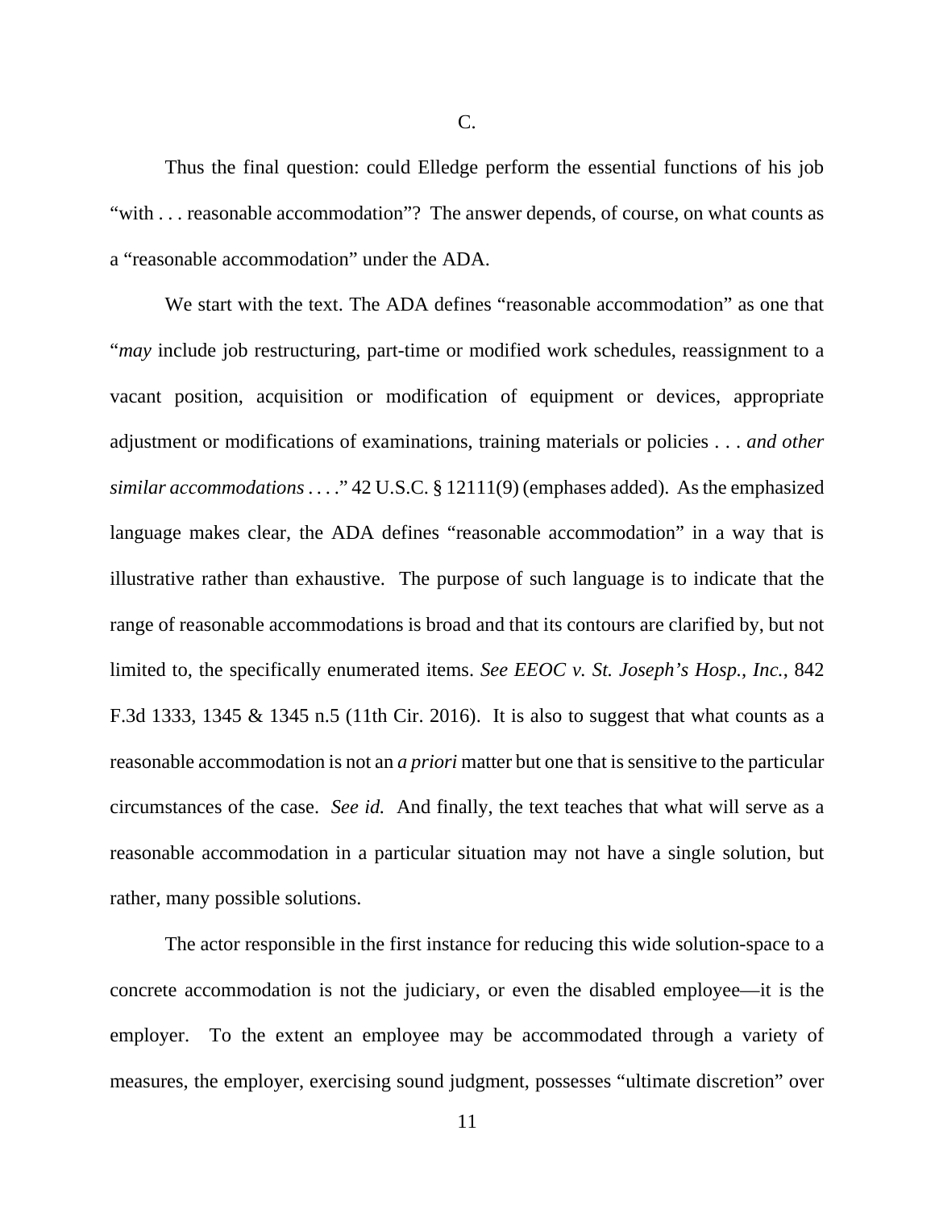C.

Thus the final question: could Elledge perform the essential functions of his job "with . . . reasonable accommodation"? The answer depends, of course, on what counts as a "reasonable accommodation" under the ADA.

We start with the text. The ADA defines "reasonable accommodation" as one that "*may* include job restructuring, part-time or modified work schedules, reassignment to a vacant position, acquisition or modification of equipment or devices, appropriate adjustment or modifications of examinations, training materials or policies . . . *and other similar accommodations* . . . ." 42 U.S.C. § 12111(9) (emphases added). As the emphasized language makes clear, the ADA defines "reasonable accommodation" in a way that is illustrative rather than exhaustive. The purpose of such language is to indicate that the range of reasonable accommodations is broad and that its contours are clarified by, but not limited to, the specifically enumerated items. *See EEOC v. St. Joseph's Hosp., Inc.*, 842 F.3d 1333, 1345 & 1345 n.5 (11th Cir. 2016). It is also to suggest that what counts as a reasonable accommodation is not an *a priori* matter but one that is sensitive to the particular circumstances of the case. *See id.* And finally, the text teaches that what will serve as a reasonable accommodation in a particular situation may not have a single solution, but rather, many possible solutions.

The actor responsible in the first instance for reducing this wide solution-space to a concrete accommodation is not the judiciary, or even the disabled employee—it is the employer. To the extent an employee may be accommodated through a variety of measures, the employer, exercising sound judgment, possesses "ultimate discretion" over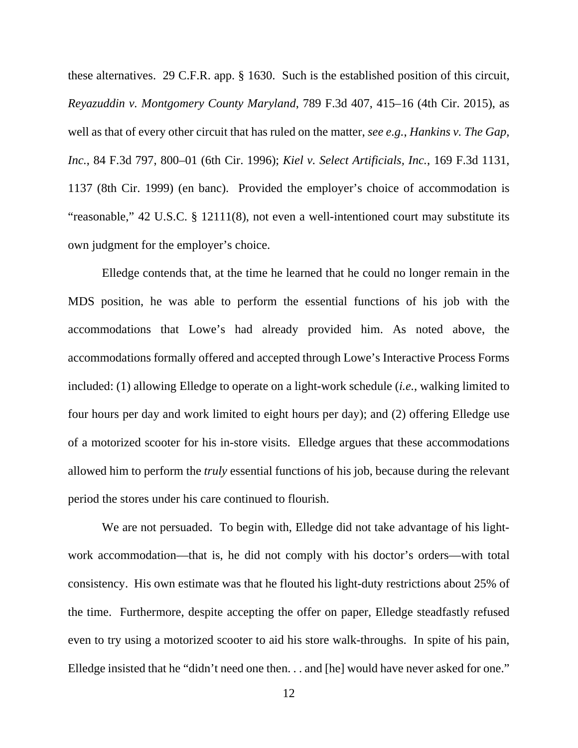these alternatives. 29 C.F.R. app. § 1630. Such is the established position of this circuit, *Reyazuddin v. Montgomery County Maryland*, 789 F.3d 407, 415–16 (4th Cir. 2015), as well as that of every other circuit that has ruled on the matter, *see e.g.*, *Hankins v. The Gap, Inc.*, 84 F.3d 797, 800–01 (6th Cir. 1996); *Kiel v. Select Artificials, Inc.*, 169 F.3d 1131, 1137 (8th Cir. 1999) (en banc). Provided the employer's choice of accommodation is "reasonable," 42 U.S.C. § 12111(8), not even a well-intentioned court may substitute its own judgment for the employer's choice.

Elledge contends that, at the time he learned that he could no longer remain in the MDS position, he was able to perform the essential functions of his job with the accommodations that Lowe's had already provided him. As noted above, the accommodations formally offered and accepted through Lowe's Interactive Process Forms included: (1) allowing Elledge to operate on a light-work schedule (*i.e.*, walking limited to four hours per day and work limited to eight hours per day); and (2) offering Elledge use of a motorized scooter for his in-store visits. Elledge argues that these accommodations allowed him to perform the *truly* essential functions of his job, because during the relevant period the stores under his care continued to flourish.

We are not persuaded. To begin with, Elledge did not take advantage of his light-work accommodation—that is, he did not comply with his doctor's orders—with total consistency. His own estimate was that he flouted his light-duty restrictions about 25% of the time. Furthermore, despite accepting the offer on paper, Elledge steadfastly refused even to try using a motorized scooter to aid his store walk-throughs. In spite of his pain, Elledge insisted that he "didn't need one then. . . and [he] would have never asked for one."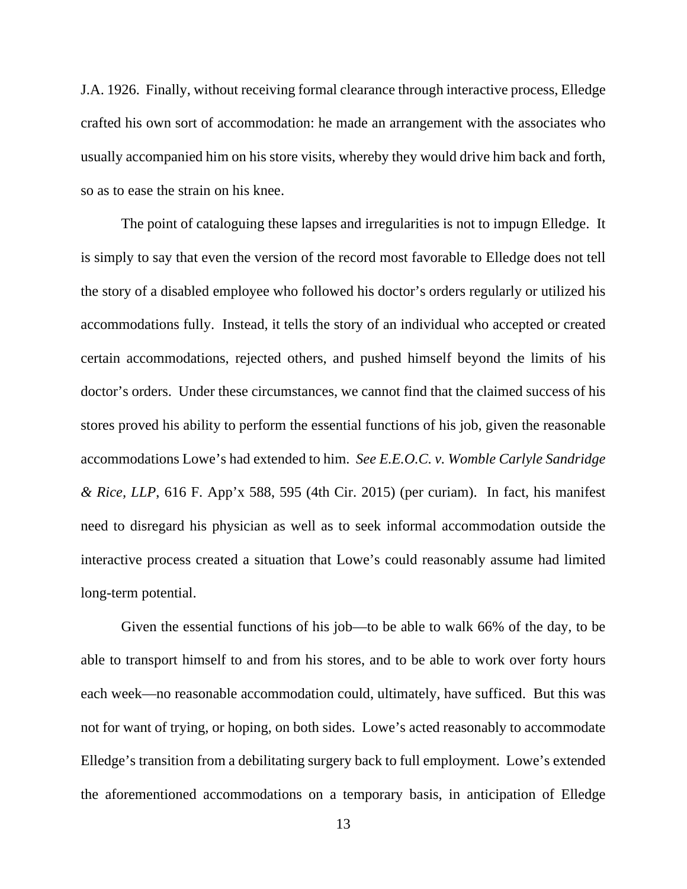J.A. 1926. Finally, without receiving formal clearance through interactive process, Elledge crafted his own sort of accommodation: he made an arrangement with the associates who usually accompanied him on his store visits, whereby they would drive him back and forth, so as to ease the strain on his knee.

The point of cataloguing these lapses and irregularities is not to impugn Elledge. It is simply to say that even the version of the record most favorable to Elledge does not tell the story of a disabled employee who followed his doctor's orders regularly or utilized his accommodations fully. Instead, it tells the story of an individual who accepted or created certain accommodations, rejected others, and pushed himself beyond the limits of his doctor's orders. Under these circumstances, we cannot find that the claimed success of his stores proved his ability to perform the essential functions of his job, given the reasonable accommodations Lowe's had extended to him. *See E.E.O.C. v. Womble Carlyle Sandridge & Rice, LLP*, 616 F. App'x 588, 595 (4th Cir. 2015) (per curiam). In fact, his manifest need to disregard his physician as well as to seek informal accommodation outside the interactive process created a situation that Lowe's could reasonably assume had limited long-term potential.

Given the essential functions of his job—to be able to walk 66% of the day, to be able to transport himself to and from his stores, and to be able to work over forty hours each week—no reasonable accommodation could, ultimately, have sufficed. But this was not for want of trying, or hoping, on both sides. Lowe's acted reasonably to accommodate Elledge's transition from a debilitating surgery back to full employment. Lowe's extended the aforementioned accommodations on a temporary basis, in anticipation of Elledge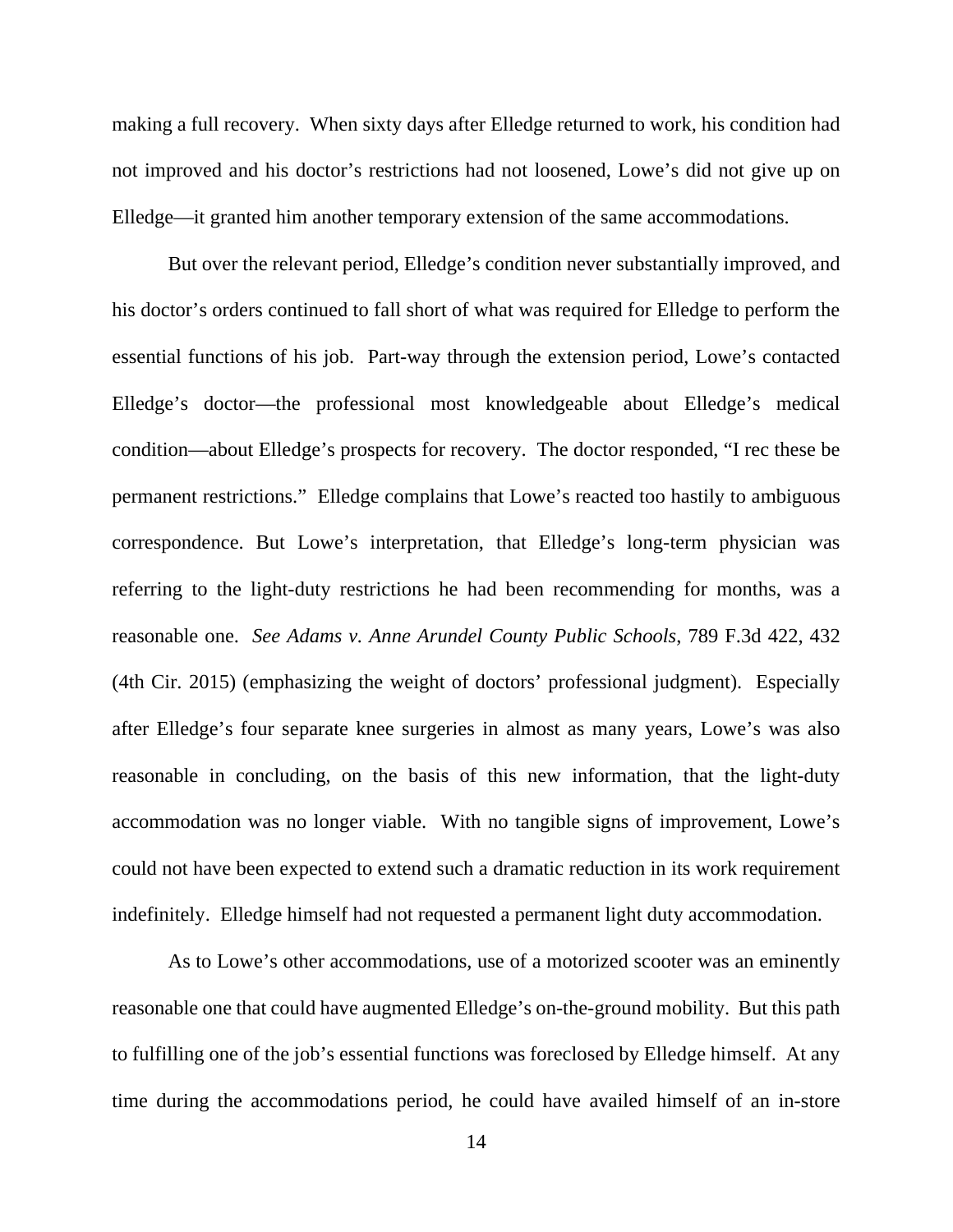making a full recovery. When sixty days after Elledge returned to work, his condition had not improved and his doctor's restrictions had not loosened, Lowe's did not give up on Elledge—it granted him another temporary extension of the same accommodations.

But over the relevant period, Elledge's condition never substantially improved, and his doctor's orders continued to fall short of what was required for Elledge to perform the essential functions of his job. Part-way through the extension period, Lowe's contacted Elledge's doctor—the professional most knowledgeable about Elledge's medical condition—about Elledge's prospects for recovery. The doctor responded, "I rec these be permanent restrictions." Elledge complains that Lowe's reacted too hastily to ambiguous correspondence. But Lowe's interpretation, that Elledge's long-term physician was referring to the light-duty restrictions he had been recommending for months, was a reasonable one. *See Adams v. Anne Arundel County Public Schools*, 789 F.3d 422, 432 (4th Cir. 2015) (emphasizing the weight of doctors' professional judgment). Especially after Elledge's four separate knee surgeries in almost as many years, Lowe's was also reasonable in concluding, on the basis of this new information, that the light-duty accommodation was no longer viable. With no tangible signs of improvement, Lowe's could not have been expected to extend such a dramatic reduction in its work requirement indefinitely. Elledge himself had not requested a permanent light duty accommodation.

As to Lowe's other accommodations, use of a motorized scooter was an eminently reasonable one that could have augmented Elledge's on-the-ground mobility. But this path to fulfilling one of the job's essential functions was foreclosed by Elledge himself. At any time during the accommodations period, he could have availed himself of an in-store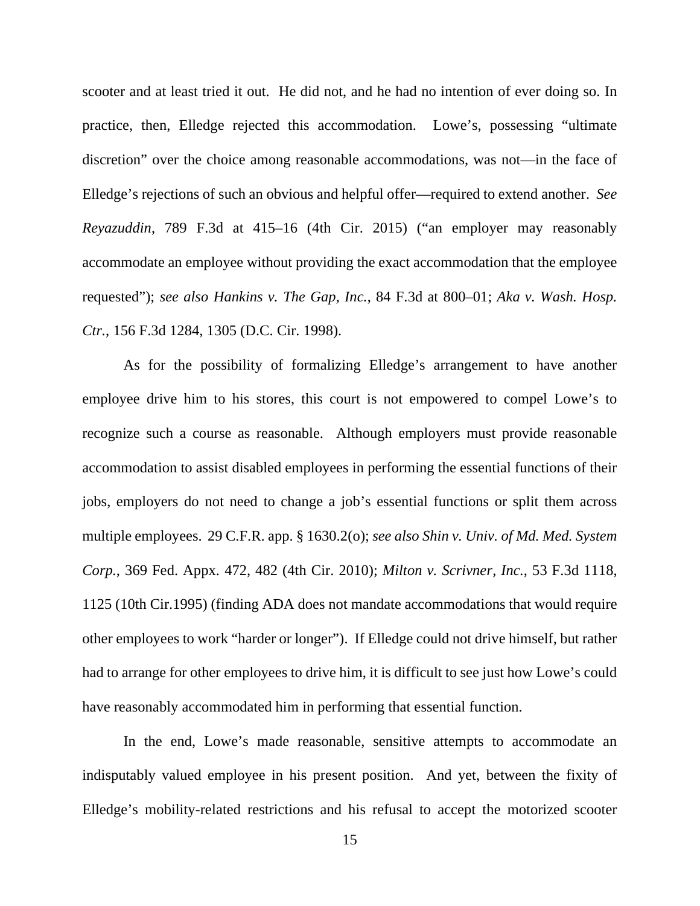scooter and at least tried it out. He did not, and he had no intention of ever doing so. In practice, then, Elledge rejected this accommodation. Lowe's, possessing "ultimate discretion" over the choice among reasonable accommodations, was not—in the face of Elledge's rejections of such an obvious and helpful offer—required to extend another. *See Reyazuddin*, 789 F.3d at 415–16 (4th Cir. 2015) ("an employer may reasonably accommodate an employee without providing the exact accommodation that the employee requested"); *see also Hankins v. The Gap, Inc.*, 84 F.3d at 800–01; *Aka v. Wash. Hosp. Ctr.*, 156 F.3d 1284, 1305 (D.C. Cir. 1998).

As for the possibility of formalizing Elledge's arrangement to have another employee drive him to his stores, this court is not empowered to compel Lowe's to recognize such a course as reasonable. Although employers must provide reasonable accommodation to assist disabled employees in performing the essential functions of their jobs, employers do not need to change a job's essential functions or split them across multiple employees. 29 C.F.R. app. § 1630.2(o); *see also Shin v. Univ. of Md. Med. System Corp.*, 369 Fed. Appx. 472, 482 (4th Cir. 2010); *Milton v. Scrivner, Inc.*, 53 F.3d 1118, 1125 (10th Cir.1995) (finding ADA does not mandate accommodations that would require other employees to work "harder or longer"). If Elledge could not drive himself, but rather had to arrange for other employees to drive him, it is difficult to see just how Lowe's could have reasonably accommodated him in performing that essential function.

In the end, Lowe's made reasonable, sensitive attempts to accommodate an indisputably valued employee in his present position. And yet, between the fixity of Elledge's mobility-related restrictions and his refusal to accept the motorized scooter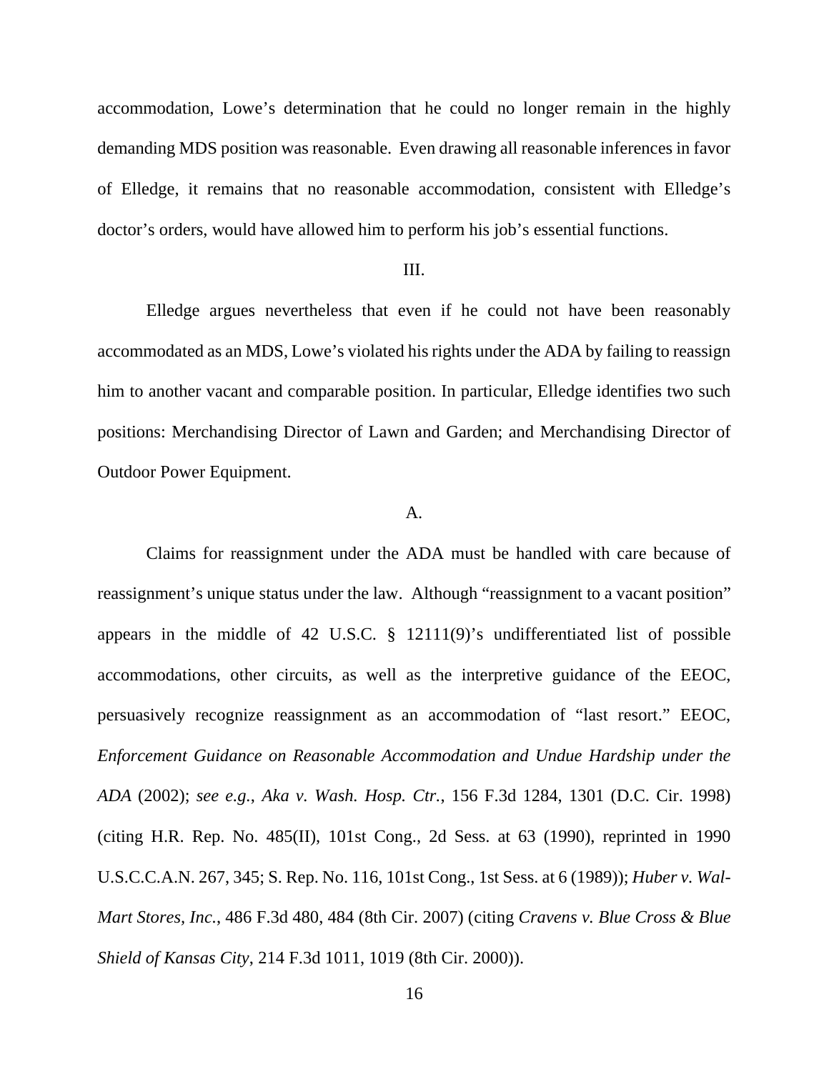accommodation, Lowe's determination that he could no longer remain in the highly demanding MDS position was reasonable. Even drawing all reasonable inferences in favor of Elledge, it remains that no reasonable accommodation, consistent with Elledge's doctor's orders, would have allowed him to perform his job's essential functions.

III.

Elledge argues nevertheless that even if he could not have been reasonably accommodated as an MDS, Lowe's violated his rights under the ADA by failing to reassign him to another vacant and comparable position. In particular, Elledge identifies two such positions: Merchandising Director of Lawn and Garden; and Merchandising Director of Outdoor Power Equipment.

A.

Claims for reassignment under the ADA must be handled with care because of reassignment's unique status under the law. Although "reassignment to a vacant position" appears in the middle of 42 U.S.C. § 12111(9)'s undifferentiated list of possible accommodations, other circuits, as well as the interpretive guidance of the EEOC, persuasively recognize reassignment as an accommodation of "last resort." EEOC, *Enforcement Guidance on Reasonable Accommodation and Undue Hardship under the ADA* (2002); *see e.g.*, *Aka v. Wash. Hosp. Ctr.*, 156 F.3d 1284, 1301 (D.C. Cir. 1998) (citing H.R. Rep. No. 485(II), 101st Cong., 2d Sess. at 63 (1990), reprinted in 1990 U.S.C.C.A.N. 267, 345; S. Rep. No. 116, 101st Cong., 1st Sess. at 6 (1989)); *Huber v. Wal-Mart Stores, Inc.*, 486 F.3d 480, 484 (8th Cir. 2007) (citing *Cravens v. Blue Cross & Blue Shield of Kansas City*, 214 F.3d 1011, 1019 (8th Cir. 2000)).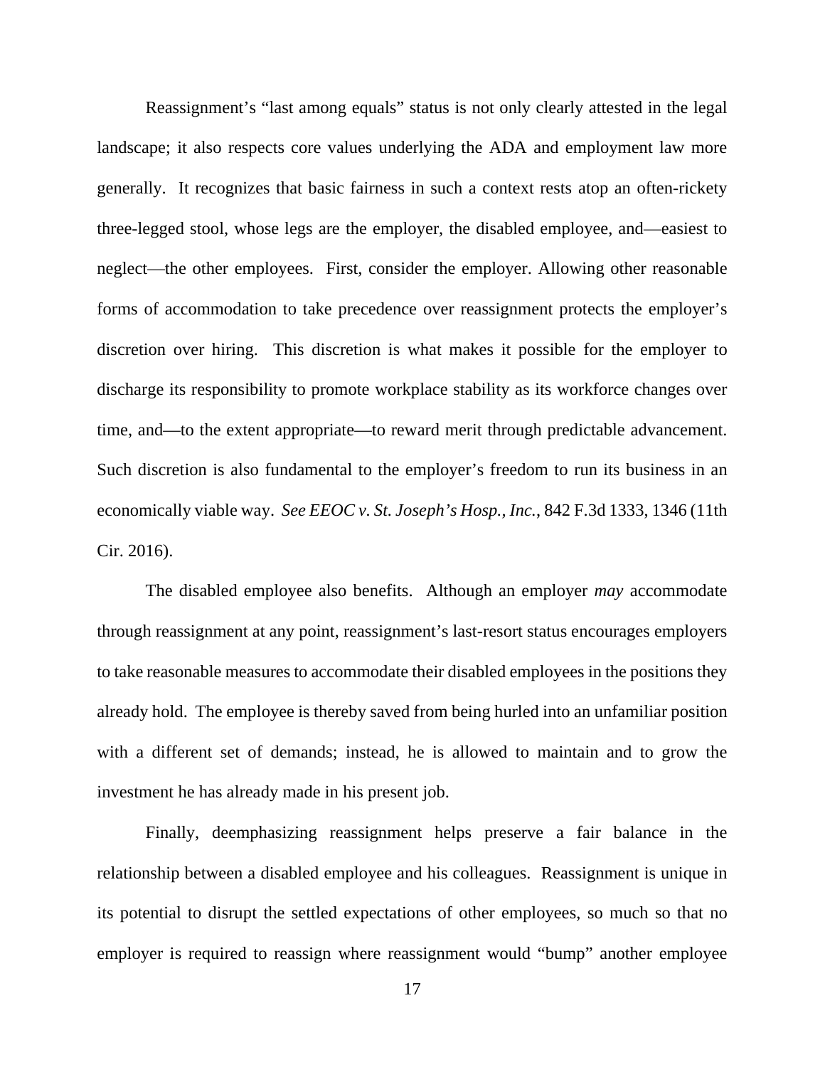Reassignment's "last among equals" status is not only clearly attested in the legal landscape; it also respects core values underlying the ADA and employment law more generally. It recognizes that basic fairness in such a context rests atop an often-rickety three-legged stool, whose legs are the employer, the disabled employee, and—easiest to neglect—the other employees. First, consider the employer. Allowing other reasonable forms of accommodation to take precedence over reassignment protects the employer's discretion over hiring. This discretion is what makes it possible for the employer to discharge its responsibility to promote workplace stability as its workforce changes over time, and—to the extent appropriate—to reward merit through predictable advancement. Such discretion is also fundamental to the employer's freedom to run its business in an economically viable way. *See EEOC v. St. Joseph's Hosp., Inc.*, 842 F.3d 1333, 1346 (11th Cir. 2016).

The disabled employee also benefits. Although an employer *may* accommodate through reassignment at any point, reassignment's last-resort status encourages employers to take reasonable measures to accommodate their disabled employees in the positions they already hold. The employee is thereby saved from being hurled into an unfamiliar position with a different set of demands; instead, he is allowed to maintain and to grow the investment he has already made in his present job.

Finally, deemphasizing reassignment helps preserve a fair balance in the relationship between a disabled employee and his colleagues. Reassignment is unique in its potential to disrupt the settled expectations of other employees, so much so that no employer is required to reassign where reassignment would "bump" another employee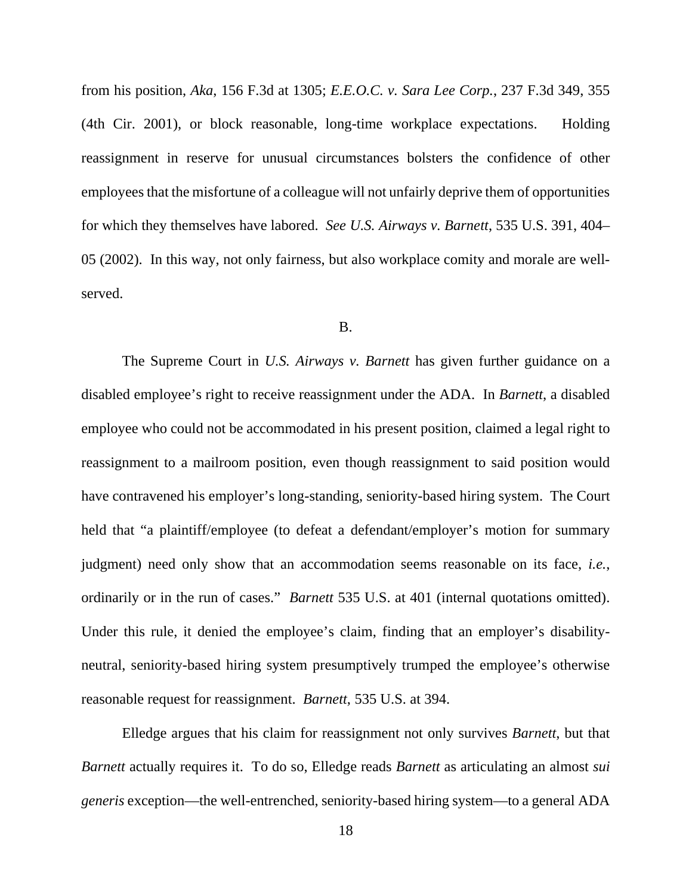from his position, *Aka*, 156 F.3d at 1305; *E.E.O.C. v. Sara Lee Corp.*, 237 F.3d 349, 355 (4th Cir. 2001), or block reasonable, long-time workplace expectations. Holding reassignment in reserve for unusual circumstances bolsters the confidence of other employees that the misfortune of a colleague will not unfairly deprive them of opportunities for which they themselves have labored. *See U.S. Airways v. Barnett*, 535 U.S. 391, 404–05 (2002). In this way, not only fairness, but also workplace comity and morale are well-served.

B.

The Supreme Court in *U.S. Airways v. Barnett* has given further guidance on a disabled employee's right to receive reassignment under the ADA. In *Barnett*, a disabled employee who could not be accommodated in his present position, claimed a legal right to reassignment to a mailroom position, even though reassignment to said position would have contravened his employer's long-standing, seniority-based hiring system. The Court held that "a plaintiff/employee (to defeat a defendant/employer's motion for summary judgment) need only show that an accommodation seems reasonable on its face, *i.e.*, ordinarily or in the run of cases." *Barnett* 535 U.S. at 401 (internal quotations omitted). Under this rule, it denied the employee's claim, finding that an employer's disability-neutral, seniority-based hiring system presumptively trumped the employee's otherwise reasonable request for reassignment. *Barnett*, 535 U.S. at 394.

Elledge argues that his claim for reassignment not only survives *Barnett*, but that *Barnett* actually requires it. To do so, Elledge reads *Barnett* as articulating an almost *sui generis* exception—the well-entrenched, seniority-based hiring system—to a general ADA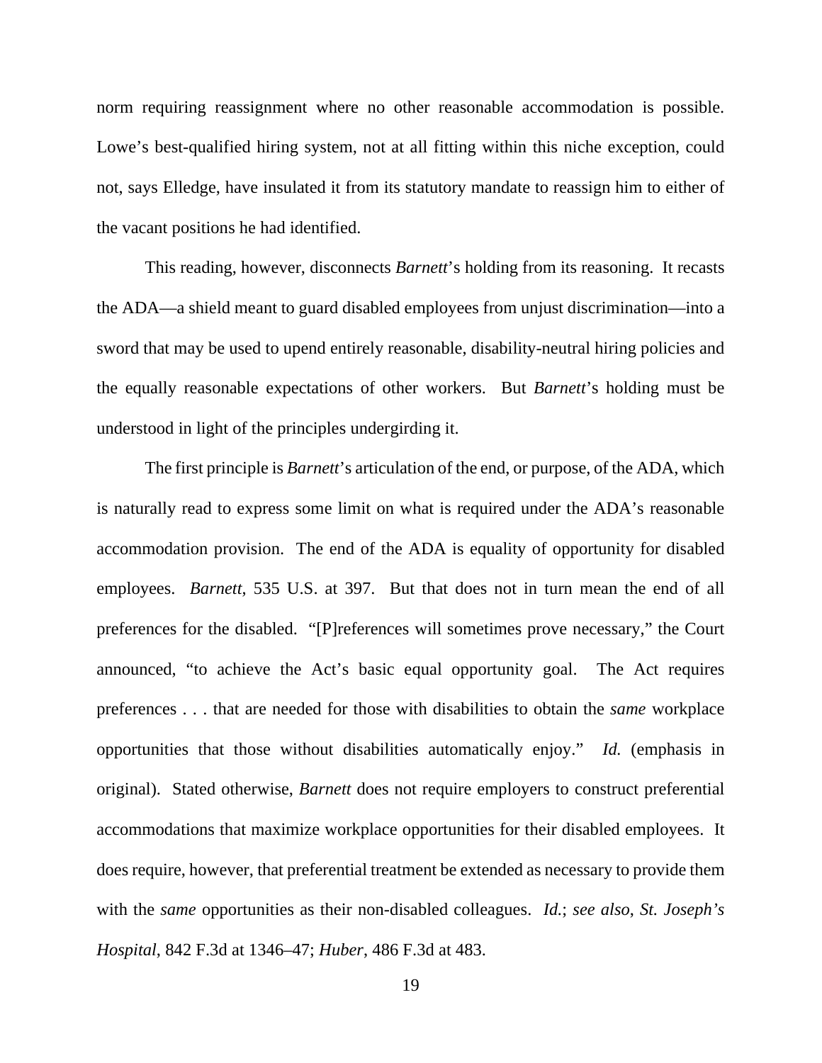norm requiring reassignment where no other reasonable accommodation is possible. Lowe's best-qualified hiring system, not at all fitting within this niche exception, could not, says Elledge, have insulated it from its statutory mandate to reassign him to either of the vacant positions he had identified.

This reading, however, disconnects *Barnett*'s holding from its reasoning. It recasts the ADA—a shield meant to guard disabled employees from unjust discrimination—into a sword that may be used to upend entirely reasonable, disability-neutral hiring policies and the equally reasonable expectations of other workers. But *Barnett*'s holding must be understood in light of the principles undergirding it.

The first principle is *Barnett*'s articulation of the end, or purpose, of the ADA, which is naturally read to express some limit on what is required under the ADA's reasonable accommodation provision. The end of the ADA is equality of opportunity for disabled employees. *Barnett*, 535 U.S. at 397. But that does not in turn mean the end of all preferences for the disabled. "[P]references will sometimes prove necessary," the Court announced, "to achieve the Act's basic equal opportunity goal. The Act requires preferences . . . that are needed for those with disabilities to obtain the *same* workplace opportunities that those without disabilities automatically enjoy." *Id.* (emphasis in original). Stated otherwise, *Barnett* does not require employers to construct preferential accommodations that maximize workplace opportunities for their disabled employees. It does require, however, that preferential treatment be extended as necessary to provide them with the *same* opportunities as their non-disabled colleagues. *Id.*; *see also*, *St. Joseph's Hospital*, 842 F.3d at 1346–47; *Huber*, 486 F.3d at 483.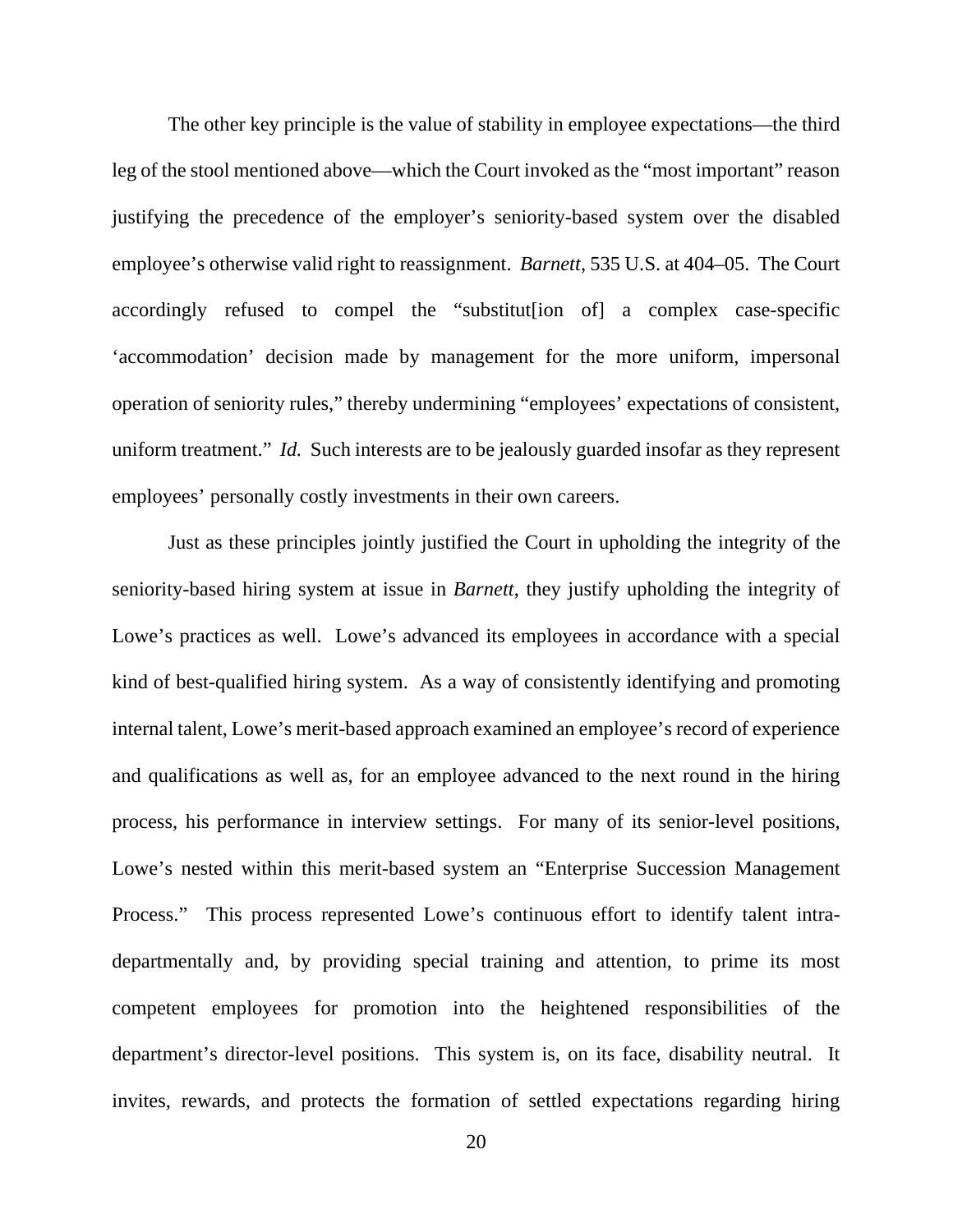The other key principle is the value of stability in employee expectations—the third leg of the stool mentioned above—which the Court invoked as the "most important" reason justifying the precedence of the employer's seniority-based system over the disabled employee's otherwise valid right to reassignment. *Barnett*, 535 U.S. at 404–05. The Court accordingly refused to compel the "substitut[ion of] a complex case-specific 'accommodation' decision made by management for the more uniform, impersonal operation of seniority rules," thereby undermining "employees' expectations of consistent, uniform treatment." *Id.* Such interests are to be jealously guarded insofar as they represent employees' personally costly investments in their own careers.

Just as these principles jointly justified the Court in upholding the integrity of the seniority-based hiring system at issue in *Barnett*, they justify upholding the integrity of Lowe's practices as well. Lowe's advanced its employees in accordance with a special kind of best-qualified hiring system. As a way of consistently identifying and promoting internal talent, Lowe's merit-based approach examined an employee's record of experience and qualifications as well as, for an employee advanced to the next round in the hiring process, his performance in interview settings. For many of its senior-level positions, Lowe's nested within this merit-based system an "Enterprise Succession Management Process." This process represented Lowe's continuous effort to identify talent intra-departmentally and, by providing special training and attention, to prime its most competent employees for promotion into the heightened responsibilities of the department's director-level positions. This system is, on its face, disability neutral. It invites, rewards, and protects the formation of settled expectations regarding hiring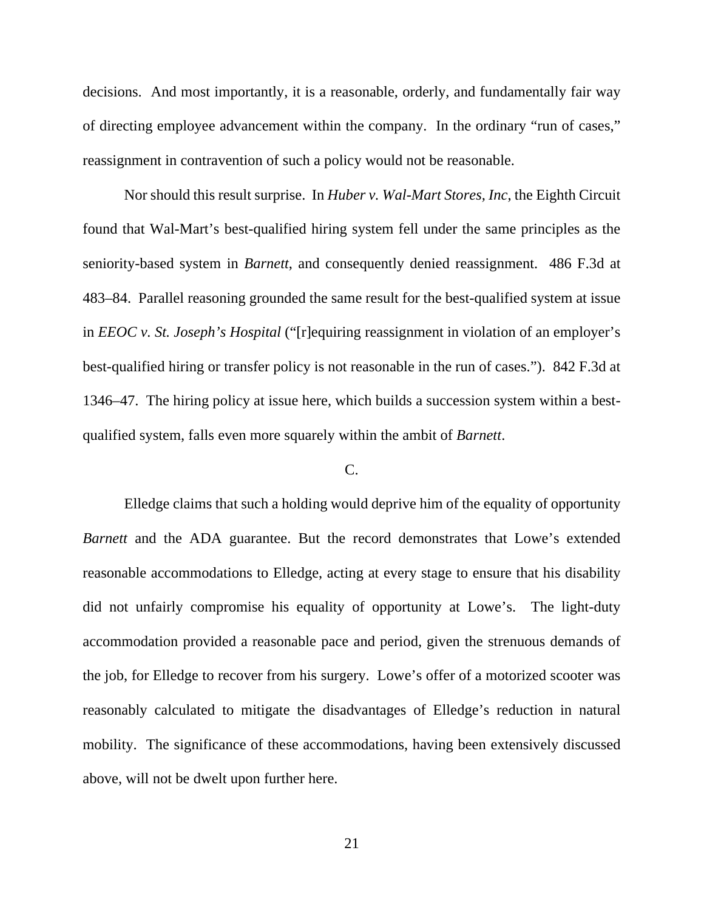decisions. And most importantly, it is a reasonable, orderly, and fundamentally fair way of directing employee advancement within the company. In the ordinary "run of cases," reassignment in contravention of such a policy would not be reasonable.

Nor should this result surprise. In *Huber v. Wal-Mart Stores, Inc*, the Eighth Circuit found that Wal-Mart's best-qualified hiring system fell under the same principles as the seniority-based system in *Barnett*, and consequently denied reassignment. 486 F.3d at 483–84. Parallel reasoning grounded the same result for the best-qualified system at issue in *EEOC v. St. Joseph's Hospital* ("[r]equiring reassignment in violation of an employer's best-qualified hiring or transfer policy is not reasonable in the run of cases."). 842 F.3d at 1346–47. The hiring policy at issue here, which builds a succession system within a best-qualified system, falls even more squarely within the ambit of *Barnett*.

C.

Elledge claims that such a holding would deprive him of the equality of opportunity *Barnett* and the ADA guarantee. But the record demonstrates that Lowe's extended reasonable accommodations to Elledge, acting at every stage to ensure that his disability did not unfairly compromise his equality of opportunity at Lowe's. The light-duty accommodation provided a reasonable pace and period, given the strenuous demands of the job, for Elledge to recover from his surgery. Lowe's offer of a motorized scooter was reasonably calculated to mitigate the disadvantages of Elledge's reduction in natural mobility. The significance of these accommodations, having been extensively discussed above, will not be dwelt upon further here.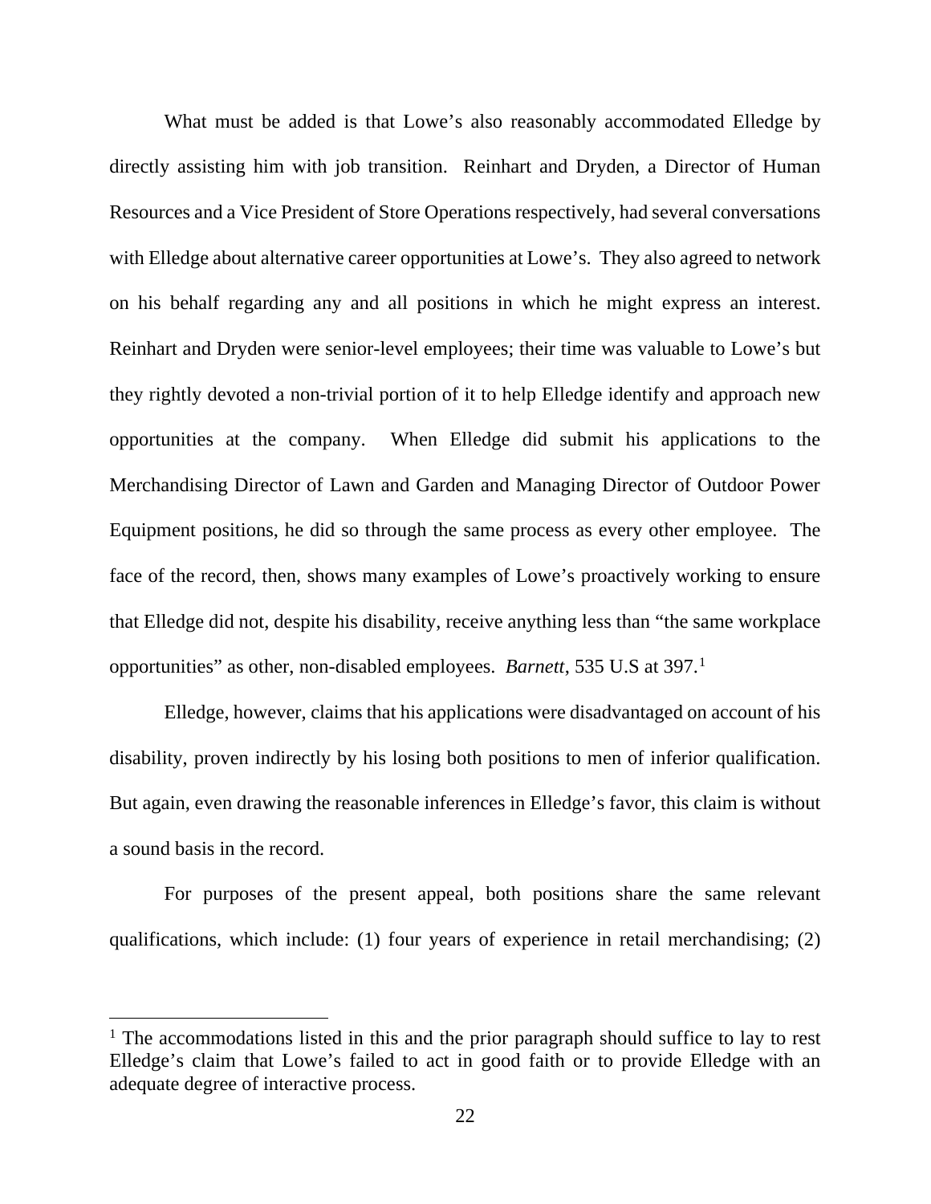What must be added is that Lowe's also reasonably accommodated Elledge by directly assisting him with job transition. Reinhart and Dryden, a Director of Human Resources and a Vice President of Store Operations respectively, had several conversations with Elledge about alternative career opportunities at Lowe's. They also agreed to network on his behalf regarding any and all positions in which he might express an interest. Reinhart and Dryden were senior-level employees; their time was valuable to Lowe's but they rightly devoted a non-trivial portion of it to help Elledge identify and approach new opportunities at the company. When Elledge did submit his applications to the Merchandising Director of Lawn and Garden and Managing Director of Outdoor Power Equipment positions, he did so through the same process as every other employee. The face of the record, then, shows many examples of Lowe's proactively working to ensure that Elledge did not, despite his disability, receive anything less than "the same workplace opportunities" as other, non-disabled employees. *Barnett*, 535 U.S at 397.[1]

Elledge, however, claims that his applications were disadvantaged on account of his disability, proven indirectly by his losing both positions to men of inferior qualification. But again, even drawing the reasonable inferences in Elledge's favor, this claim is without a sound basis in the record.

For purposes of the present appeal, both positions share the same relevant qualifications, which include: (1) four years of experience in retail merchandising; (2)

[1] The accommodations listed in this and the prior paragraph should suffice to lay to rest Elledge's claim that Lowe's failed to act in good faith or to provide Elledge with an adequate degree of interactive process.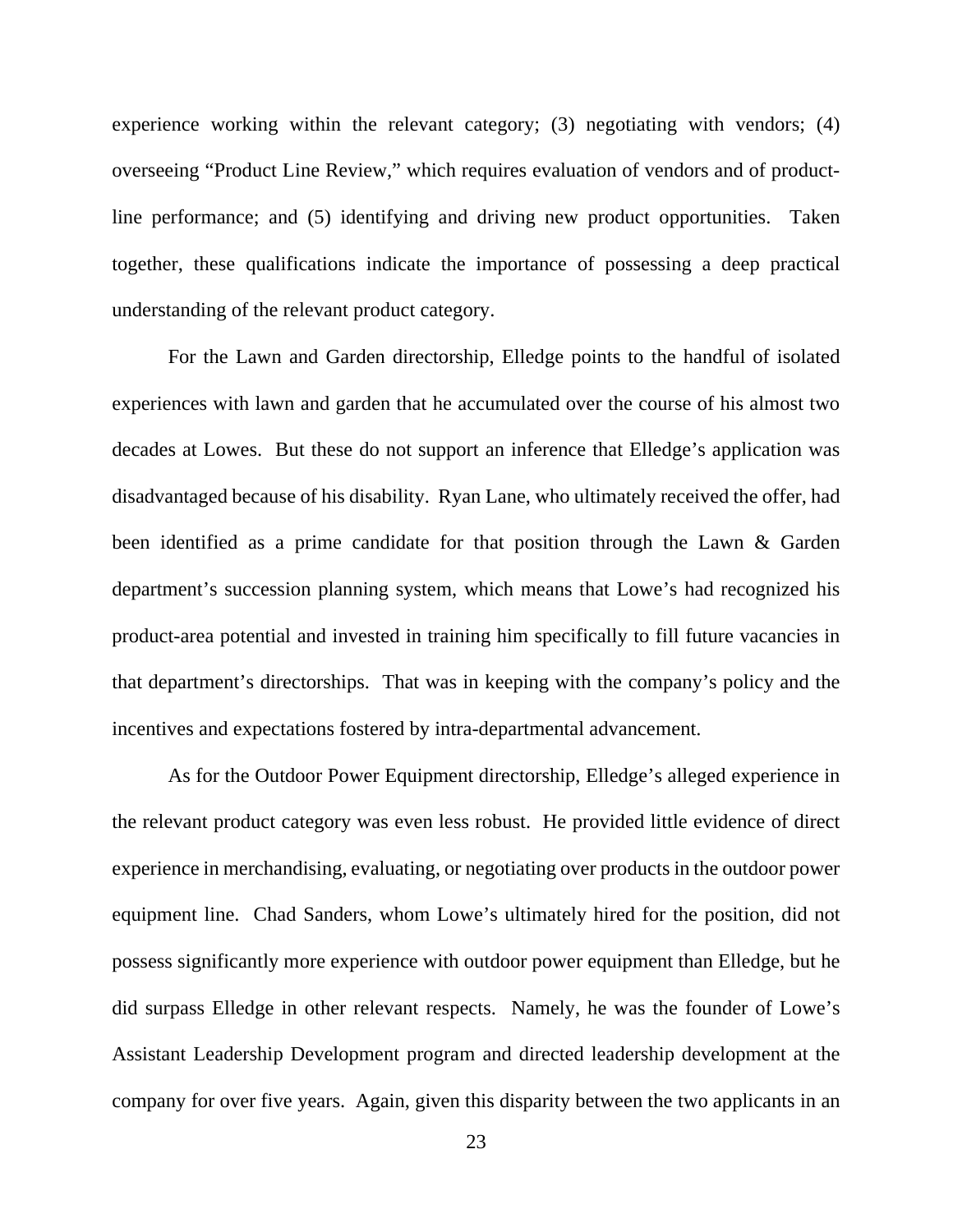experience working within the relevant category; (3) negotiating with vendors; (4) overseeing "Product Line Review," which requires evaluation of vendors and of product-line performance; and (5) identifying and driving new product opportunities. Taken together, these qualifications indicate the importance of possessing a deep practical understanding of the relevant product category.

For the Lawn and Garden directorship, Elledge points to the handful of isolated experiences with lawn and garden that he accumulated over the course of his almost two decades at Lowes. But these do not support an inference that Elledge's application was disadvantaged because of his disability. Ryan Lane, who ultimately received the offer, had been identified as a prime candidate for that position through the Lawn & Garden department's succession planning system, which means that Lowe's had recognized his product-area potential and invested in training him specifically to fill future vacancies in that department's directorships. That was in keeping with the company's policy and the incentives and expectations fostered by intra-departmental advancement.

As for the Outdoor Power Equipment directorship, Elledge's alleged experience in the relevant product category was even less robust. He provided little evidence of direct experience in merchandising, evaluating, or negotiating over products in the outdoor power equipment line. Chad Sanders, whom Lowe's ultimately hired for the position, did not possess significantly more experience with outdoor power equipment than Elledge, but he did surpass Elledge in other relevant respects. Namely, he was the founder of Lowe's Assistant Leadership Development program and directed leadership development at the company for over five years. Again, given this disparity between the two applicants in an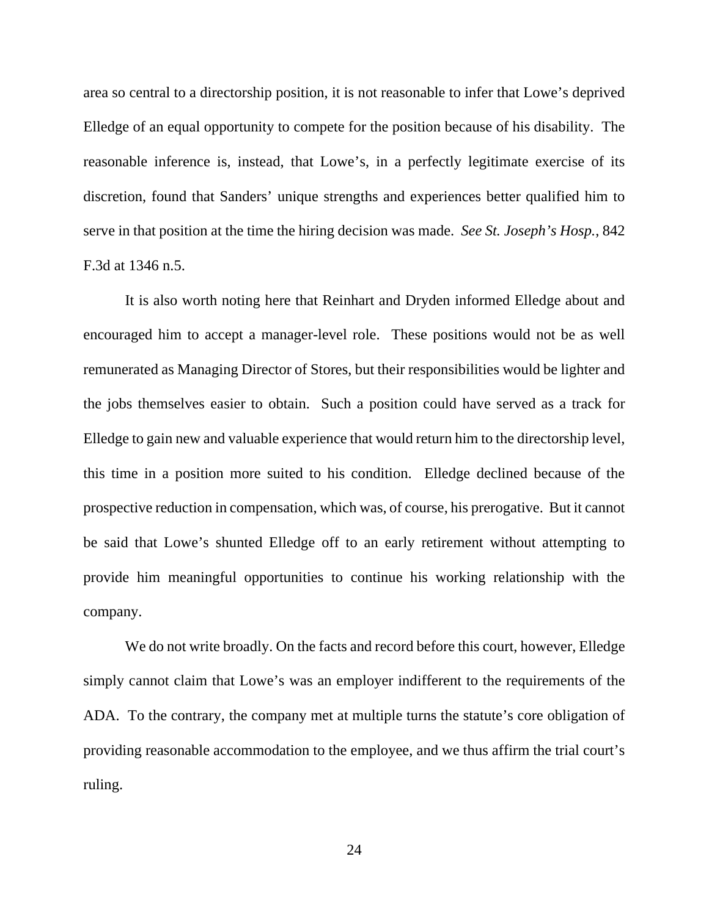area so central to a directorship position, it is not reasonable to infer that Lowe's deprived Elledge of an equal opportunity to compete for the position because of his disability. The reasonable inference is, instead, that Lowe's, in a perfectly legitimate exercise of its discretion, found that Sanders' unique strengths and experiences better qualified him to serve in that position at the time the hiring decision was made. *See St. Joseph's Hosp.*, 842 F.3d at 1346 n.5.

It is also worth noting here that Reinhart and Dryden informed Elledge about and encouraged him to accept a manager-level role. These positions would not be as well remunerated as Managing Director of Stores, but their responsibilities would be lighter and the jobs themselves easier to obtain. Such a position could have served as a track for Elledge to gain new and valuable experience that would return him to the directorship level, this time in a position more suited to his condition. Elledge declined because of the prospective reduction in compensation, which was, of course, his prerogative. But it cannot be said that Lowe's shunted Elledge off to an early retirement without attempting to provide him meaningful opportunities to continue his working relationship with the company.

We do not write broadly. On the facts and record before this court, however, Elledge simply cannot claim that Lowe's was an employer indifferent to the requirements of the ADA. To the contrary, the company met at multiple turns the statute's core obligation of providing reasonable accommodation to the employee, and we thus affirm the trial court's ruling.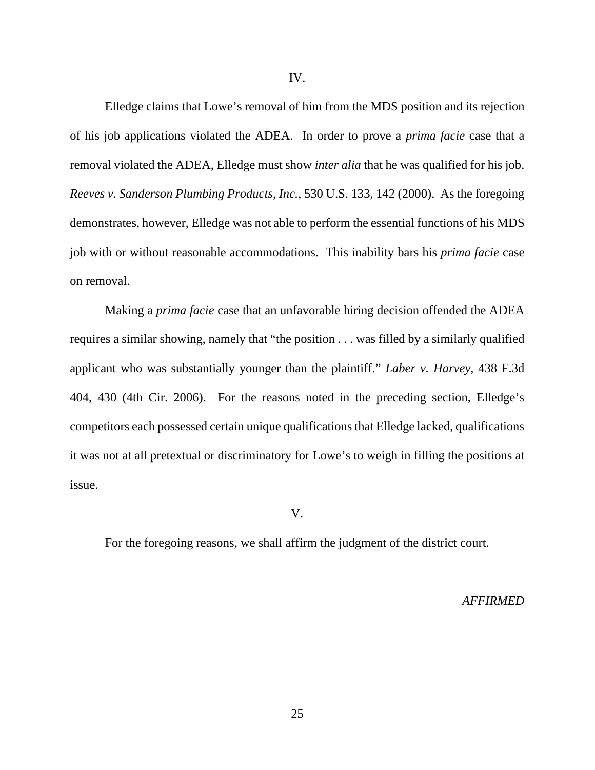IV.

Elledge claims that Lowe's removal of him from the MDS position and its rejection of his job applications violated the ADEA. In order to prove a *prima facie* case that a removal violated the ADEA, Elledge must show *inter alia* that he was qualified for his job. *Reeves v. Sanderson Plumbing Products, Inc.*, 530 U.S. 133, 142 (2000). As the foregoing demonstrates, however, Elledge was not able to perform the essential functions of his MDS job with or without reasonable accommodations. This inability bars his *prima facie* case on removal.

Making a *prima facie* case that an unfavorable hiring decision offended the ADEA requires a similar showing, namely that "the position . . . was filled by a similarly qualified applicant who was substantially younger than the plaintiff." *Laber v. Harvey*, 438 F.3d 404, 430 (4th Cir. 2006). For the reasons noted in the preceding section, Elledge's competitors each possessed certain unique qualifications that Elledge lacked, qualifications it was not at all pretextual or discriminatory for Lowe's to weigh in filling the positions at issue.

V.

For the foregoing reasons, we shall affirm the judgment of the district court.

*AFFIRMED*